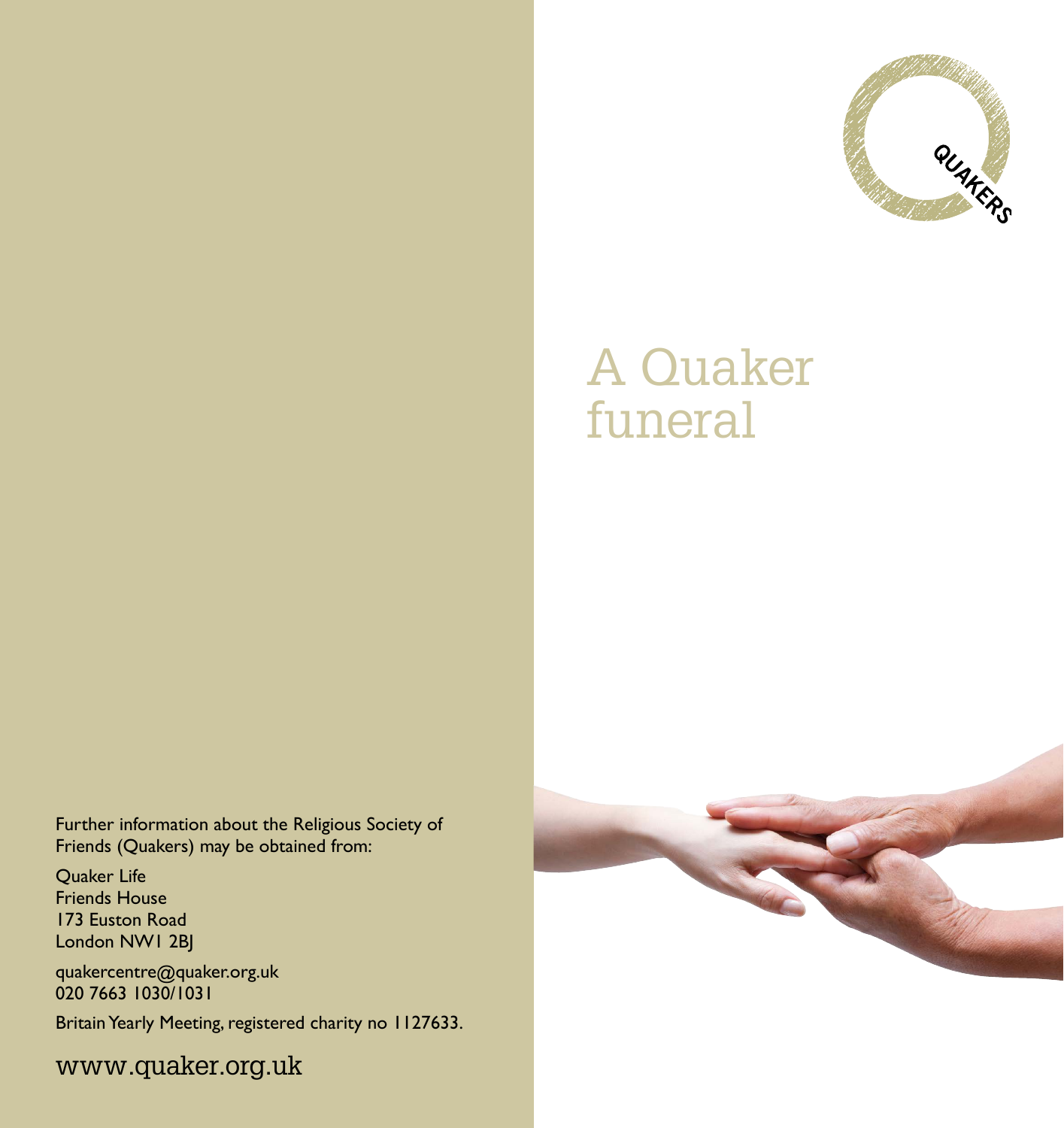# A Quaker funeral

QUAKERS

Further information about the Religious Society of Friends (Quakers) may be obtained from:

Quaker Life
Friends House
173 Euston Road
London NW1 2BJ

quakercentre@quaker.org.uk
020 7663 1030/1031

Britain Yearly Meeting, registered charity no 1127633.

www.quaker.org.uk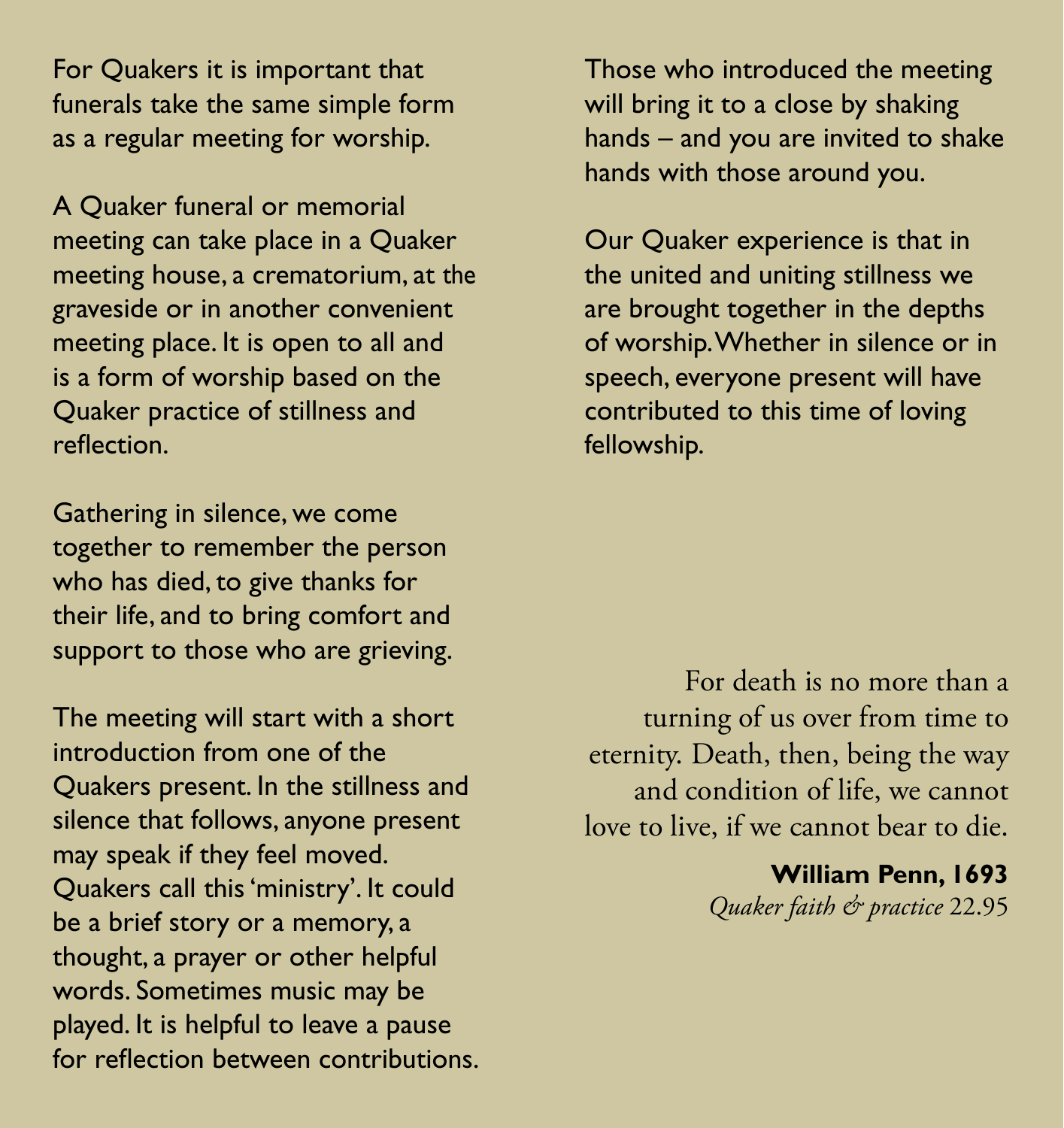For Quakers it is important that funerals take the same simple form as a regular meeting for worship.

A Quaker funeral or memorial meeting can take place in a Quaker meeting house, a crematorium, at the graveside or in another convenient meeting place. It is open to all and is a form of worship based on the Quaker practice of stillness and reflection.

Gathering in silence, we come together to remember the person who has died, to give thanks for their life, and to bring comfort and support to those who are grieving.

The meeting will start with a short introduction from one of the Quakers present. In the stillness and silence that follows, anyone present may speak if they feel moved. Quakers call this 'ministry'. It could be a brief story or a memory, a thought, a prayer or other helpful words. Sometimes music may be played. It is helpful to leave a pause for reflection between contributions.

Those who introduced the meeting will bring it to a close by shaking hands – and you are invited to shake hands with those around you.

Our Quaker experience is that in the united and uniting stillness we are brought together in the depths of worship. Whether in silence or in speech, everyone present will have contributed to this time of loving fellowship.

For death is no more than a turning of us over from time to eternity. Death, then, being the way and condition of life, we cannot love to live, if we cannot bear to die.

**William Penn, 1693**
*Quaker faith & practice* 22.95